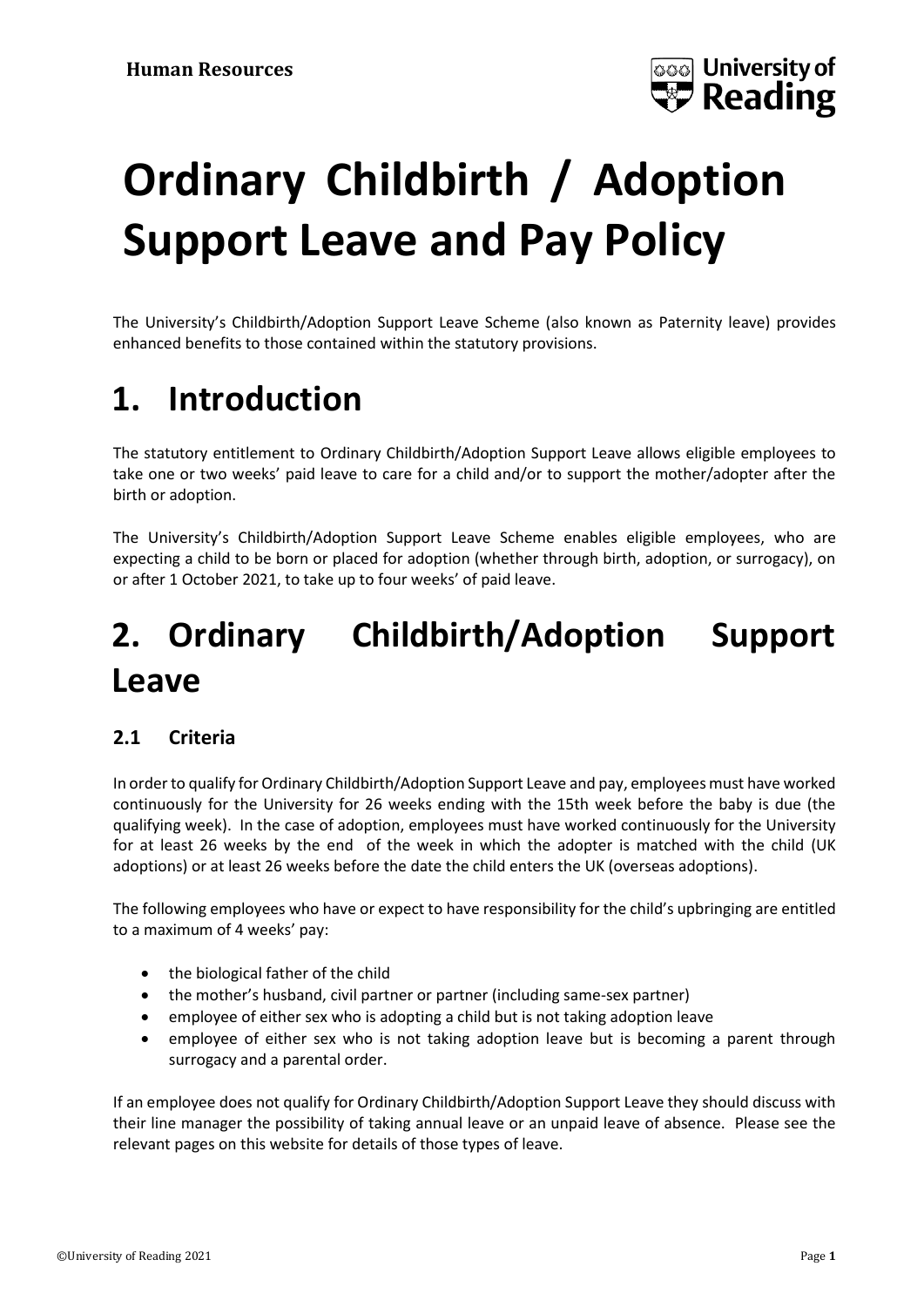# Ordinary Childbirth / Adoption Support Leave and Pay Policy

The University's Childbirth/Adoption Support Leave Scheme (also known as Paternity leave) provides enhanced benefits to those contained within the statutory provisions.

# 1. Introduction

The statutory entitlement to Ordinary Childbirth/Adoption Support Leave allows eligible employees to take one or two weeks' paid leave to care for a child and/or to support the mother/adopter after the birth or adoption.

The University's Childbirth/Adoption Support Leave Scheme enables eligible employees, who are expecting a child to be born or placed for adoption (whether through birth, adoption, or surrogacy), on or after 1 October 2021, to take up to four weeks' of paid leave.

# 2. Ordinary Childbirth/Adoption Support Leave

## 2.1 Criteria

In order to qualify for Ordinary Childbirth/Adoption Support Leave and pay, employees must have worked continuously for the University for 26 weeks ending with the 15th week before the baby is due (the qualifying week). In the case of adoption, employees must have worked continuously for the University for at least 26 weeks by the end of the week in which the adopter is matched with the child (UK adoptions) or at least 26 weeks before the date the child enters the UK (overseas adoptions).

The following employees who have or expect to have responsibility for the child's upbringing are entitled to a maximum of 4 weeks' pay:

- the biological father of the child
- the mother's husband, civil partner or partner (including same-sex partner)
- employee of either sex who is adopting a child but is not taking adoption leave
- employee of either sex who is not taking adoption leave but is becoming a parent through surrogacy and a parental order.

If an employee does not qualify for Ordinary Childbirth/Adoption Support Leave they should discuss with their line manager the possibility of taking annual leave or an unpaid leave of absence. Please see the relevant pages on this website for details of those types of leave.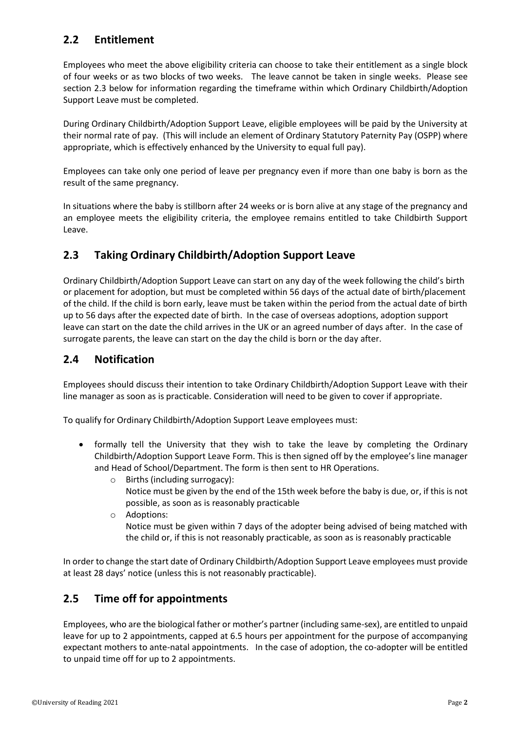## 2.2 Entitlement

Employees who meet the above eligibility criteria can choose to take their entitlement as a single block of four weeks or as two blocks of two weeks. The leave cannot be taken in single weeks. Please see section 2.3 below for information regarding the timeframe within which Ordinary Childbirth/Adoption Support Leave must be completed.

During Ordinary Childbirth/Adoption Support Leave, eligible employees will be paid by the University at their normal rate of pay. (This will include an element of Ordinary Statutory Paternity Pay (OSPP) where appropriate, which is effectively enhanced by the University to equal full pay).

Employees can take only one period of leave per pregnancy even if more than one baby is born as the result of the same pregnancy.

In situations where the baby is stillborn after 24 weeks or is born alive at any stage of the pregnancy and an employee meets the eligibility criteria, the employee remains entitled to take Childbirth Support Leave.

## 2.3 Taking Ordinary Childbirth/Adoption Support Leave

Ordinary Childbirth/Adoption Support Leave can start on any day of the week following the child's birth or placement for adoption, but must be completed within 56 days of the actual date of birth/placement of the child. If the child is born early, leave must be taken within the period from the actual date of birth up to 56 days after the expected date of birth. In the case of overseas adoptions, adoption support leave can start on the date the child arrives in the UK or an agreed number of days after. In the case of surrogate parents, the leave can start on the day the child is born or the day after.

## 2.4 Notification

Employees should discuss their intention to take Ordinary Childbirth/Adoption Support Leave with their line manager as soon as is practicable. Consideration will need to be given to cover if appropriate.

To qualify for Ordinary Childbirth/Adoption Support Leave employees must:

- formally tell the University that they wish to take the leave by completing the Ordinary Childbirth/Adoption Support Leave Form. This is then signed off by the employee's line manager and Head of School/Department. The form is then sent to HR Operations.
  - Births (including surrogacy):
    Notice must be given by the end of the 15th week before the baby is due, or, if this is not possible, as soon as is reasonably practicable
  - Adoptions:
    Notice must be given within 7 days of the adopter being advised of being matched with the child or, if this is not reasonably practicable, as soon as is reasonably practicable

In order to change the start date of Ordinary Childbirth/Adoption Support Leave employees must provide at least 28 days' notice (unless this is not reasonably practicable).

## 2.5 Time off for appointments

Employees, who are the biological father or mother's partner (including same-sex), are entitled to unpaid leave for up to 2 appointments, capped at 6.5 hours per appointment for the purpose of accompanying expectant mothers to ante-natal appointments. In the case of adoption, the co-adopter will be entitled to unpaid time off for up to 2 appointments.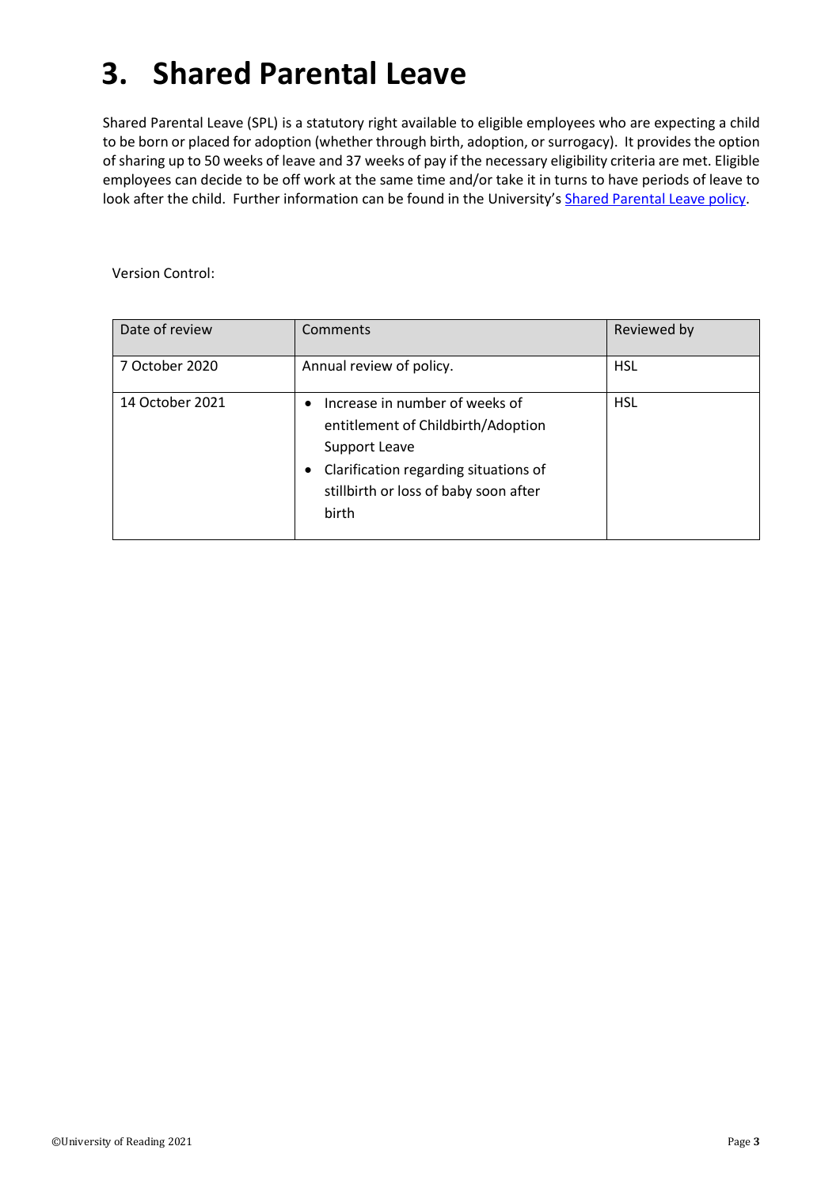# 3. Shared Parental Leave

Shared Parental Leave (SPL) is a statutory right available to eligible employees who are expecting a child to be born or placed for adoption (whether through birth, adoption, or surrogacy). It provides the option of sharing up to 50 weeks of leave and 37 weeks of pay if the necessary eligibility criteria are met. Eligible employees can decide to be off work at the same time and/or take it in turns to have periods of leave to look after the child. Further information can be found in the University's Shared Parental Leave policy.

Version Control:

| Date of review | Comments | Reviewed by |
|---|---|---|
| 7 October 2020 | Annual review of policy. | HSL |
| 14 October 2021 | • Increase in number of weeks of entitlement of Childbirth/Adoption Support Leave<br>• Clarification regarding situations of stillbirth or loss of baby soon after birth | HSL |